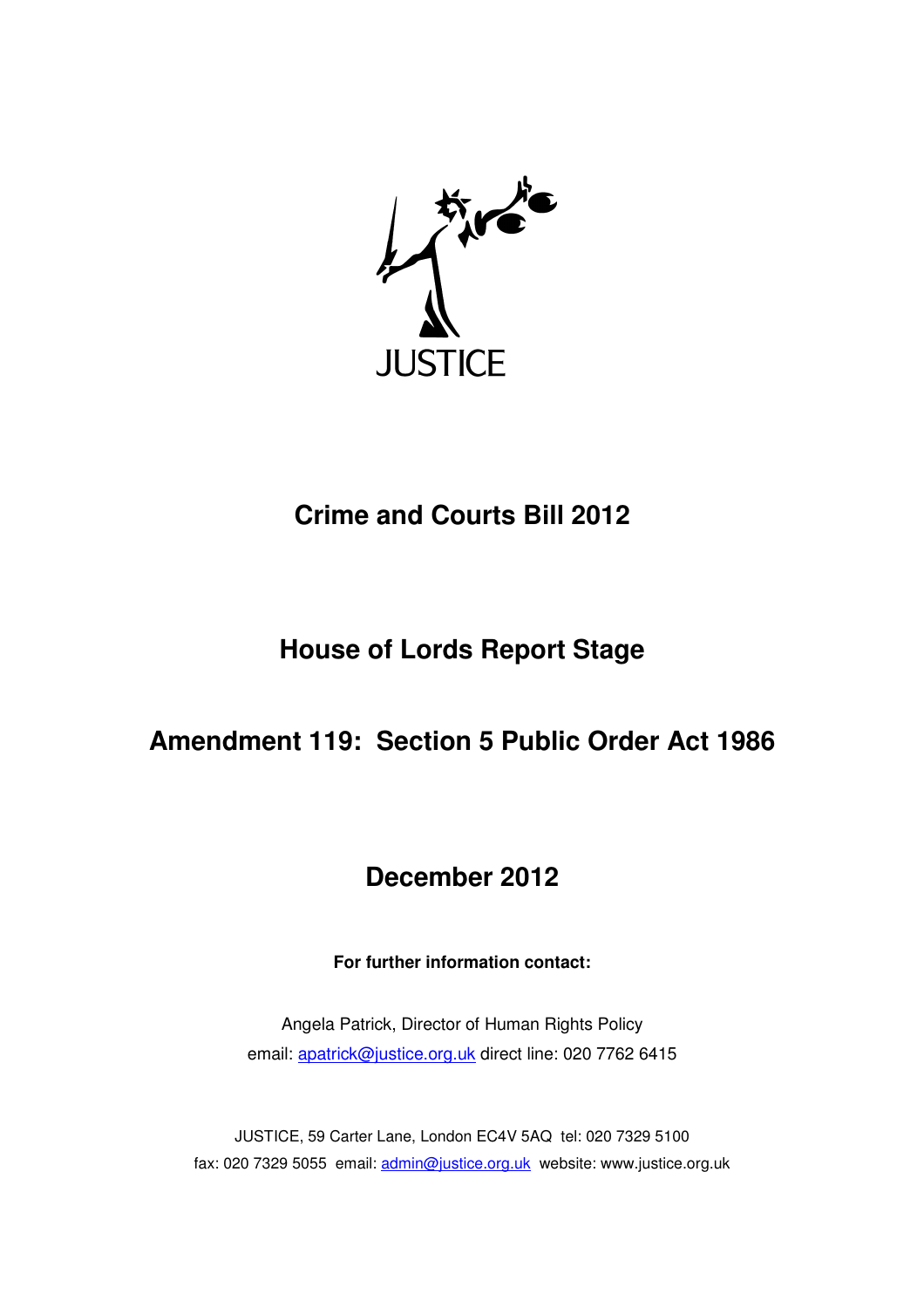JUSTICE

# Crime and Courts Bill 2012

## House of Lords Report Stage

## Amendment 119: Section 5 Public Order Act 1986

## December 2012

**For further information contact:**

Angela Patrick, Director of Human Rights Policy
email: apatrick@justice.org.uk direct line: 020 7762 6415

JUSTICE, 59 Carter Lane, London EC4V 5AQ tel: 020 7329 5100
fax: 020 7329 5055 email: admin@justice.org.uk website: www.justice.org.uk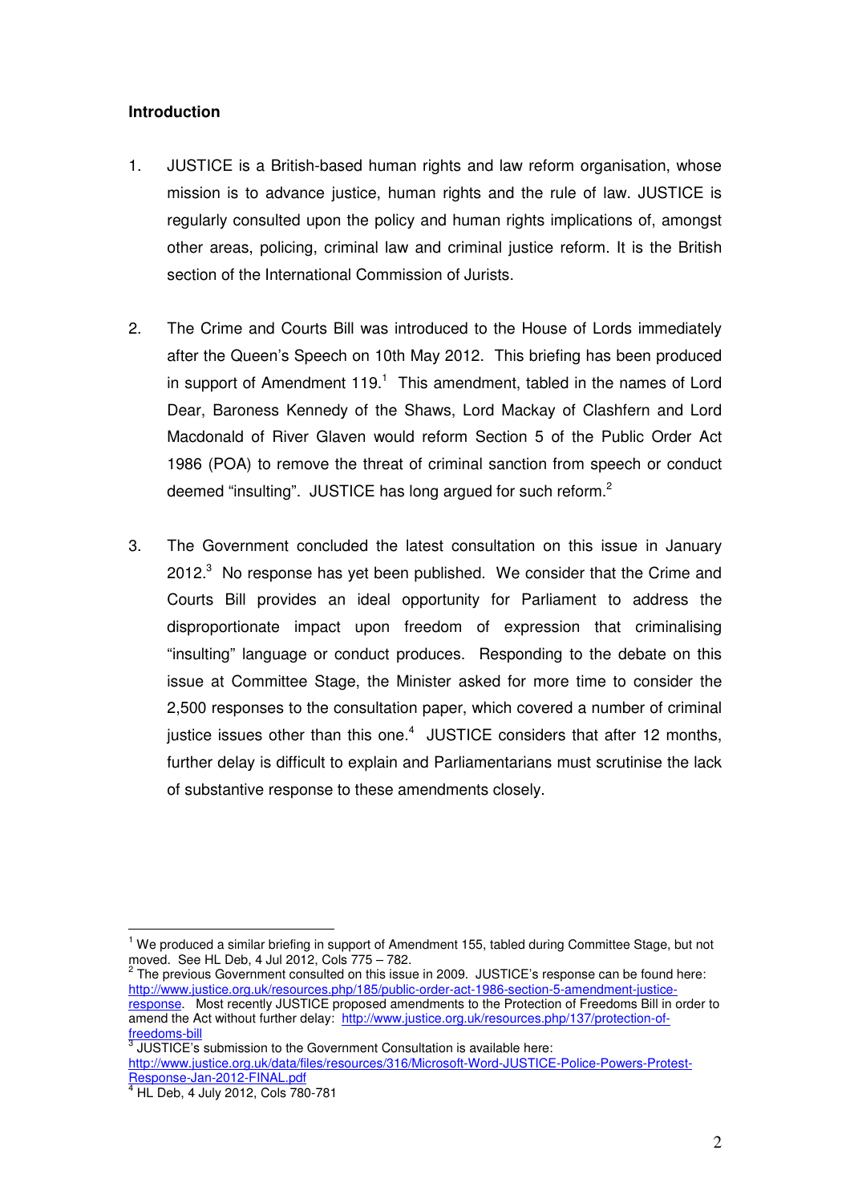## Introduction

1. JUSTICE is a British-based human rights and law reform organisation, whose mission is to advance justice, human rights and the rule of law. JUSTICE is regularly consulted upon the policy and human rights implications of, amongst other areas, policing, criminal law and criminal justice reform. It is the British section of the International Commission of Jurists.

2. The Crime and Courts Bill was introduced to the House of Lords immediately after the Queen's Speech on 10th May 2012. This briefing has been produced in support of Amendment 119.[1] This amendment, tabled in the names of Lord Dear, Baroness Kennedy of the Shaws, Lord Mackay of Clashfern and Lord Macdonald of River Glaven would reform Section 5 of the Public Order Act 1986 (POA) to remove the threat of criminal sanction from speech or conduct deemed "insulting". JUSTICE has long argued for such reform.[2]

3. The Government concluded the latest consultation on this issue in January 2012.[3] No response has yet been published. We consider that the Crime and Courts Bill provides an ideal opportunity for Parliament to address the disproportionate impact upon freedom of expression that criminalising "insulting" language or conduct produces. Responding to the debate on this issue at Committee Stage, the Minister asked for more time to consider the 2,500 responses to the consultation paper, which covered a number of criminal justice issues other than this one.[4] JUSTICE considers that after 12 months, further delay is difficult to explain and Parliamentarians must scrutinise the lack of substantive response to these amendments closely.

---

[1] We produced a similar briefing in support of Amendment 155, tabled during Committee Stage, but not moved. See HL Deb, 4 Jul 2012, Cols 775 – 782.

[2] The previous Government consulted on this issue in 2009. JUSTICE's response can be found here: http://www.justice.org.uk/resources.php/185/public-order-act-1986-section-5-amendment-justice-response. Most recently JUSTICE proposed amendments to the Protection of Freedoms Bill in order to amend the Act without further delay: http://www.justice.org.uk/resources.php/137/protection-of-freedoms-bill

[3] JUSTICE's submission to the Government Consultation is available here: http://www.justice.org.uk/data/files/resources/316/Microsoft-Word-JUSTICE-Police-Powers-Protest-Response-Jan-2012-FINAL.pdf

[4] HL Deb, 4 July 2012, Cols 780-781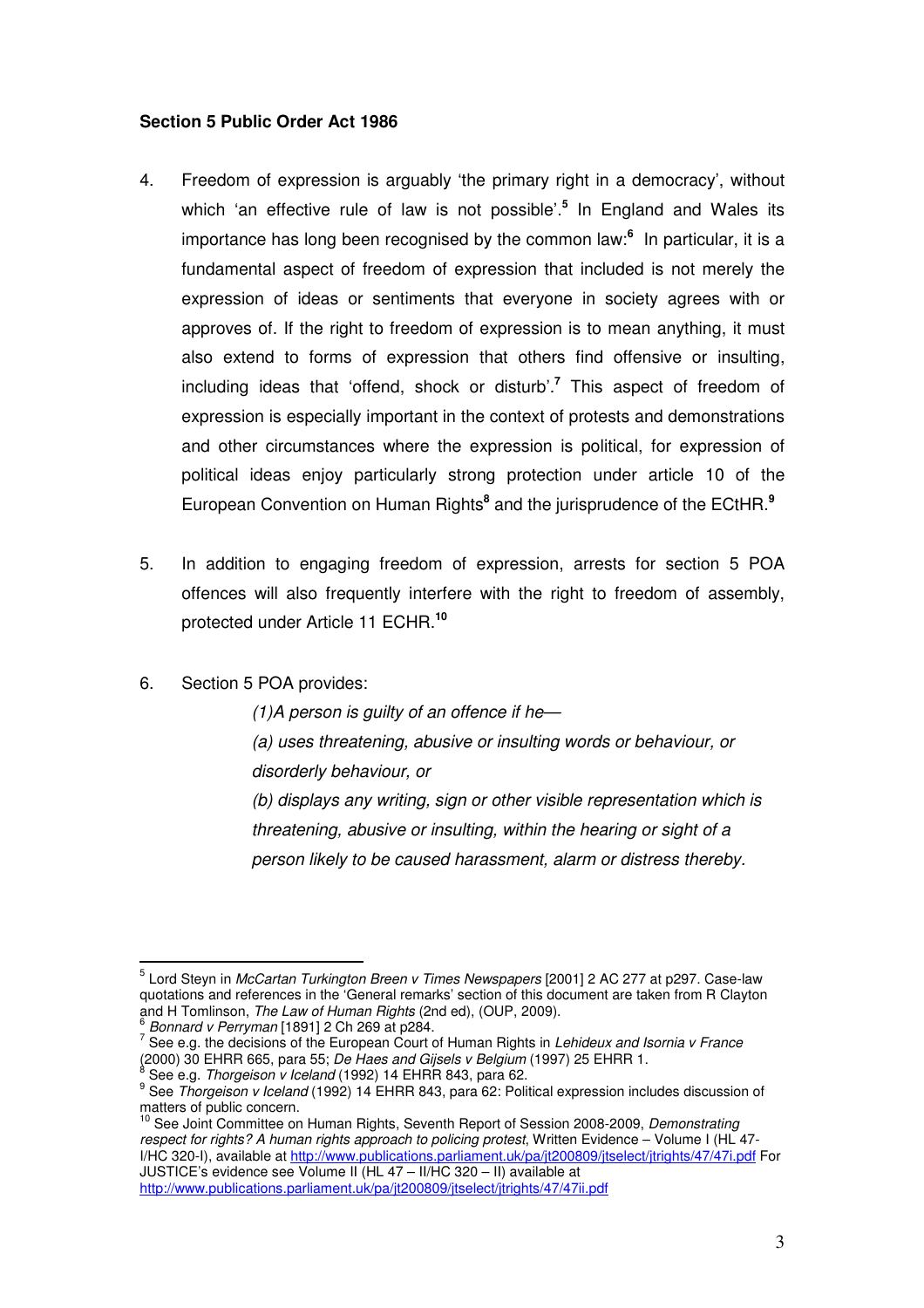**Section 5 Public Order Act 1986**

4. Freedom of expression is arguably 'the primary right in a democracy', without which 'an effective rule of law is not possible'.[5] In England and Wales its importance has long been recognised by the common law:[6] In particular, it is a fundamental aspect of freedom of expression that included is not merely the expression of ideas or sentiments that everyone in society agrees with or approves of. If the right to freedom of expression is to mean anything, it must also extend to forms of expression that others find offensive or insulting, including ideas that 'offend, shock or disturb'.[7] This aspect of freedom of expression is especially important in the context of protests and demonstrations and other circumstances where the expression is political, for expression of political ideas enjoy particularly strong protection under article 10 of the European Convention on Human Rights[8] and the jurisprudence of the ECtHR.[9]

5. In addition to engaging freedom of expression, arrests for section 5 POA offences will also frequently interfere with the right to freedom of assembly, protected under Article 11 ECHR.[10]

6. Section 5 POA provides:

   *(1)A person is guilty of an offence if he—*

   *(a) uses threatening, abusive or insulting words or behaviour, or disorderly behaviour, or*

   *(b) displays any writing, sign or other visible representation which is threatening, abusive or insulting, within the hearing or sight of a person likely to be caused harassment, alarm or distress thereby.*

---

[5] Lord Steyn in *McCartan Turkington Breen v Times Newspapers* [2001] 2 AC 277 at p297. Case-law quotations and references in the 'General remarks' section of this document are taken from R Clayton and H Tomlinson, *The Law of Human Rights* (2nd ed), (OUP, 2009).

[6] *Bonnard v Perryman* [1891] 2 Ch 269 at p284.

[7] See e.g. the decisions of the European Court of Human Rights in *Lehideux and Isornia v France* (2000) 30 EHRR 665, para 55; *De Haes and Gijsels v Belgium* (1997) 25 EHRR 1.

[8] See e.g. *Thorgeison v Iceland* (1992) 14 EHRR 843, para 62.

[9] See *Thorgeison v Iceland* (1992) 14 EHRR 843, para 62: Political expression includes discussion of matters of public concern.

[10] See Joint Committee on Human Rights, Seventh Report of Session 2008-2009, *Demonstrating respect for rights? A human rights approach to policing protest*, Written Evidence – Volume I (HL 47-I/HC 320-I), available at http://www.publications.parliament.uk/pa/jt200809/jtselect/jtrights/47/47i.pdf For JUSTICE's evidence see Volume II (HL 47 – II/HC 320 – II) available at http://www.publications.parliament.uk/pa/jt200809/jtselect/jtrights/47/47ii.pdf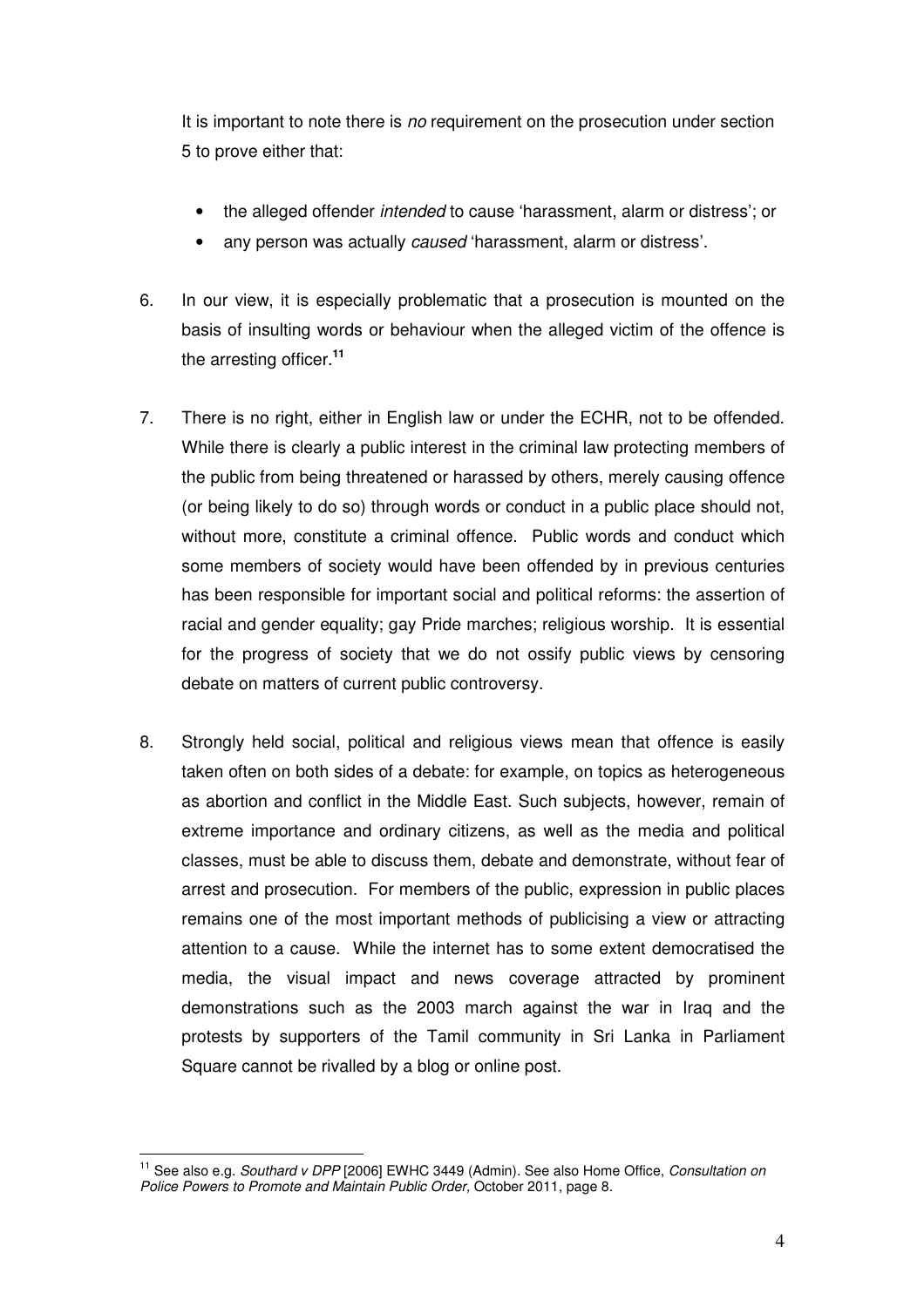It is important to note there is *no* requirement on the prosecution under section 5 to prove either that:

- the alleged offender *intended* to cause 'harassment, alarm or distress'; or
- any person was actually *caused* 'harassment, alarm or distress'.

6. In our view, it is especially problematic that a prosecution is mounted on the basis of insulting words or behaviour when the alleged victim of the offence is the arresting officer.[11]

7. There is no right, either in English law or under the ECHR, not to be offended. While there is clearly a public interest in the criminal law protecting members of the public from being threatened or harassed by others, merely causing offence (or being likely to do so) through words or conduct in a public place should not, without more, constitute a criminal offence. Public words and conduct which some members of society would have been offended by in previous centuries has been responsible for important social and political reforms: the assertion of racial and gender equality; gay Pride marches; religious worship. It is essential for the progress of society that we do not ossify public views by censoring debate on matters of current public controversy.

8. Strongly held social, political and religious views mean that offence is easily taken often on both sides of a debate: for example, on topics as heterogeneous as abortion and conflict in the Middle East. Such subjects, however, remain of extreme importance and ordinary citizens, as well as the media and political classes, must be able to discuss them, debate and demonstrate, without fear of arrest and prosecution. For members of the public, expression in public places remains one of the most important methods of publicising a view or attracting attention to a cause. While the internet has to some extent democratised the media, the visual impact and news coverage attracted by prominent demonstrations such as the 2003 march against the war in Iraq and the protests by supporters of the Tamil community in Sri Lanka in Parliament Square cannot be rivalled by a blog or online post.

---

[11] See also e.g. *Southard v DPP* [2006] EWHC 3449 (Admin). See also Home Office, *Consultation on Police Powers to Promote and Maintain Public Order,* October 2011, page 8.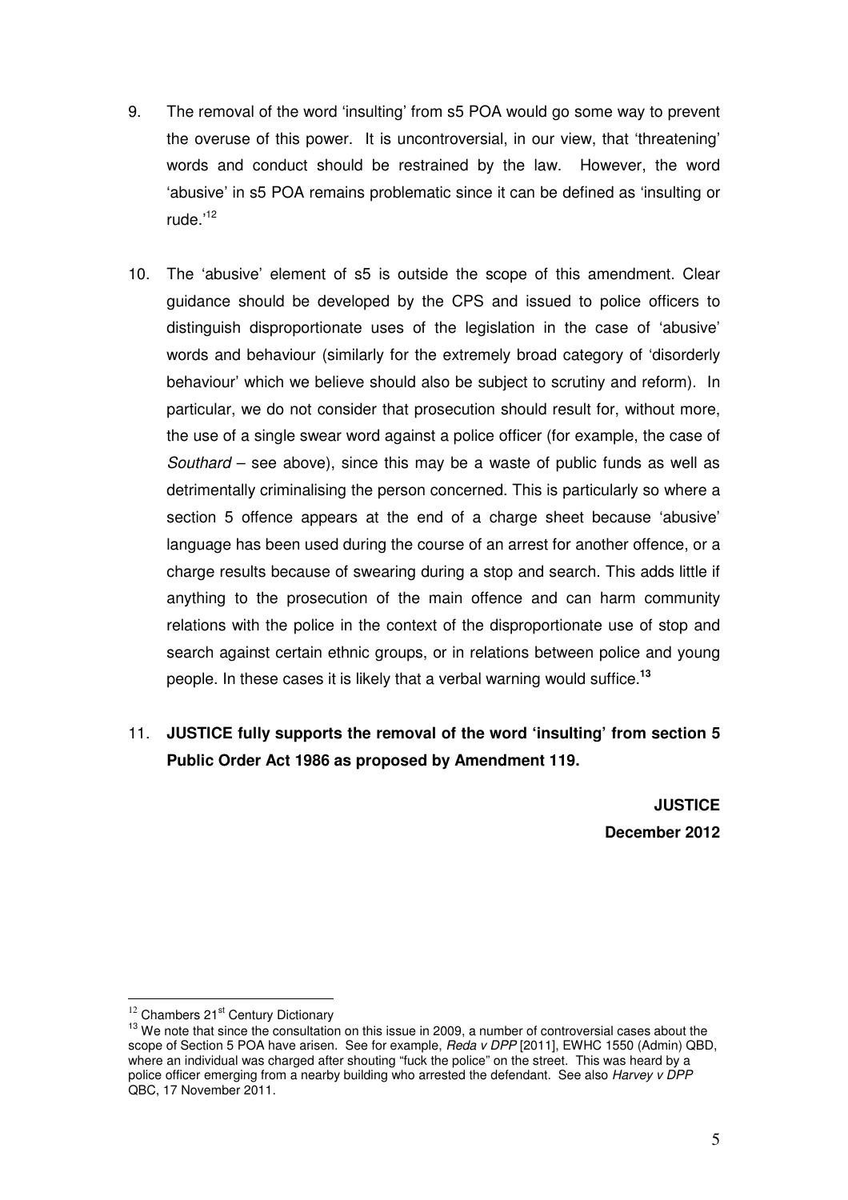9. The removal of the word 'insulting' from s5 POA would go some way to prevent the overuse of this power. It is uncontroversial, in our view, that 'threatening' words and conduct should be restrained by the law. However, the word 'abusive' in s5 POA remains problematic since it can be defined as 'insulting or rude.'[12]

10. The 'abusive' element of s5 is outside the scope of this amendment. Clear guidance should be developed by the CPS and issued to police officers to distinguish disproportionate uses of the legislation in the case of 'abusive' words and behaviour (similarly for the extremely broad category of 'disorderly behaviour' which we believe should also be subject to scrutiny and reform). In particular, we do not consider that prosecution should result for, without more, the use of a single swear word against a police officer (for example, the case of *Southard* – see above), since this may be a waste of public funds as well as detrimentally criminalising the person concerned. This is particularly so where a section 5 offence appears at the end of a charge sheet because 'abusive' language has been used during the course of an arrest for another offence, or a charge results because of swearing during a stop and search. This adds little if anything to the prosecution of the main offence and can harm community relations with the police in the context of the disproportionate use of stop and search against certain ethnic groups, or in relations between police and young people. In these cases it is likely that a verbal warning would suffice.[13]

11. **JUSTICE fully supports the removal of the word 'insulting' from section 5 Public Order Act 1986 as proposed by Amendment 119.**

**JUSTICE**
**December 2012**

---

[12] Chambers 21st Century Dictionary

[13] We note that since the consultation on this issue in 2009, a number of controversial cases about the scope of Section 5 POA have arisen. See for example, *Reda v DPP* [2011], EWHC 1550 (Admin) QBD, where an individual was charged after shouting "fuck the police" on the street. This was heard by a police officer emerging from a nearby building who arrested the defendant. See also *Harvey v DPP* QBC, 17 November 2011.